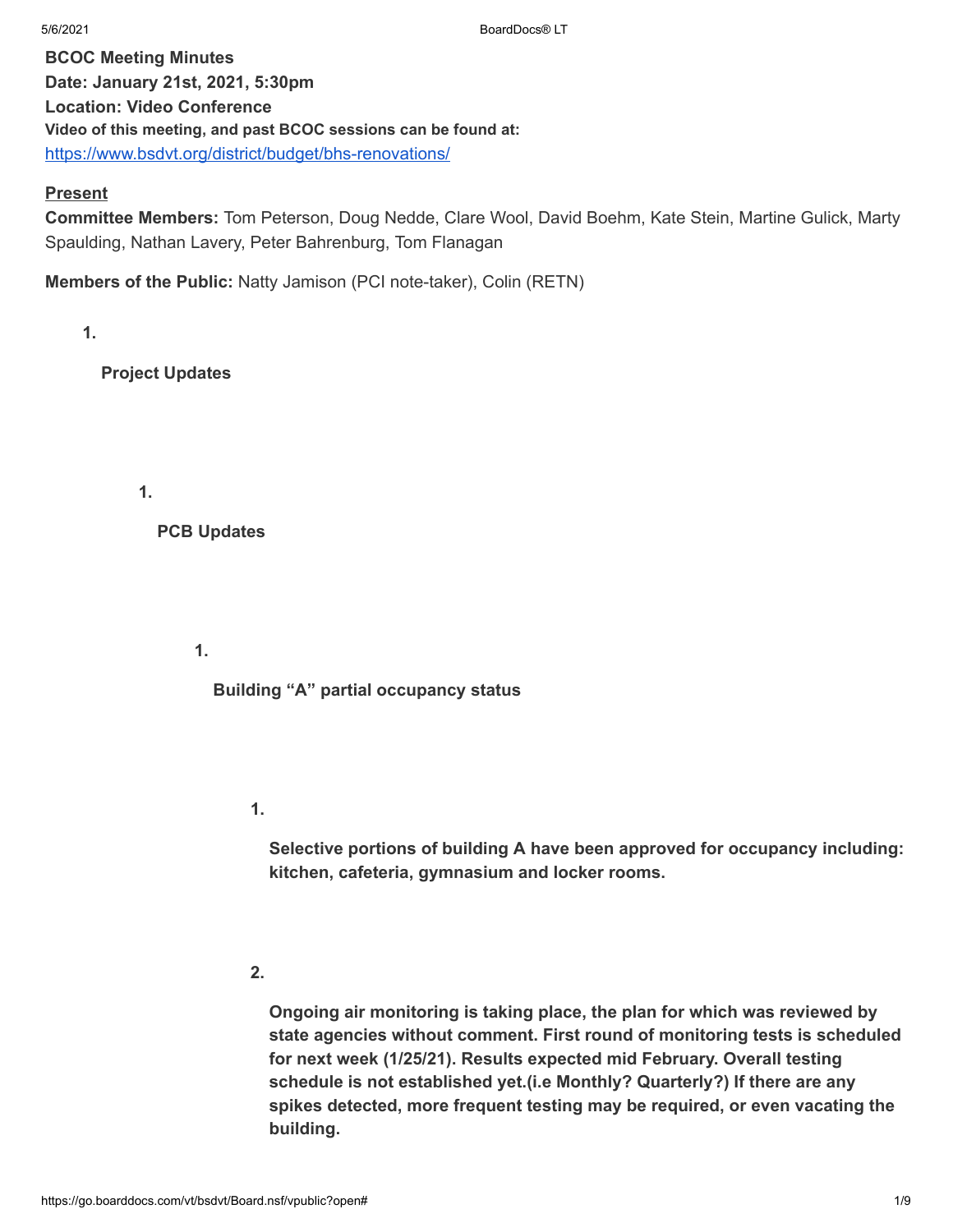**BCOC Meeting Minutes**
**Date: January 21st, 2021, 5:30pm**
**Location: Video Conference**
**Video of this meeting, and past BCOC sessions can be found at:**
https://www.bsdvt.org/district/budget/bhs-renovations/

**Present**
**Committee Members:** Tom Peterson, Doug Nedde, Clare Wool, David Boehm, Kate Stein, Martine Gulick, Marty Spaulding, Nathan Lavery, Peter Bahrenburg, Tom Flanagan

**Members of the Public:** Natty Jamison (PCI note-taker), Colin (RETN)

1. **Project Updates**
   1. **PCB Updates**
      1. **Building "A" partial occupancy status**
         1. **Selective portions of building A have been approved for occupancy including: kitchen, cafeteria, gymnasium and locker rooms.**
         2. **Ongoing air monitoring is taking place, the plan for which was reviewed by state agencies without comment. First round of monitoring tests is scheduled for next week (1/25/21). Results expected mid February. Overall testing schedule is not established yet.(i.e Monthly? Quarterly?) If there are any spikes detected, more frequent testing may be required, or even vacating the building.**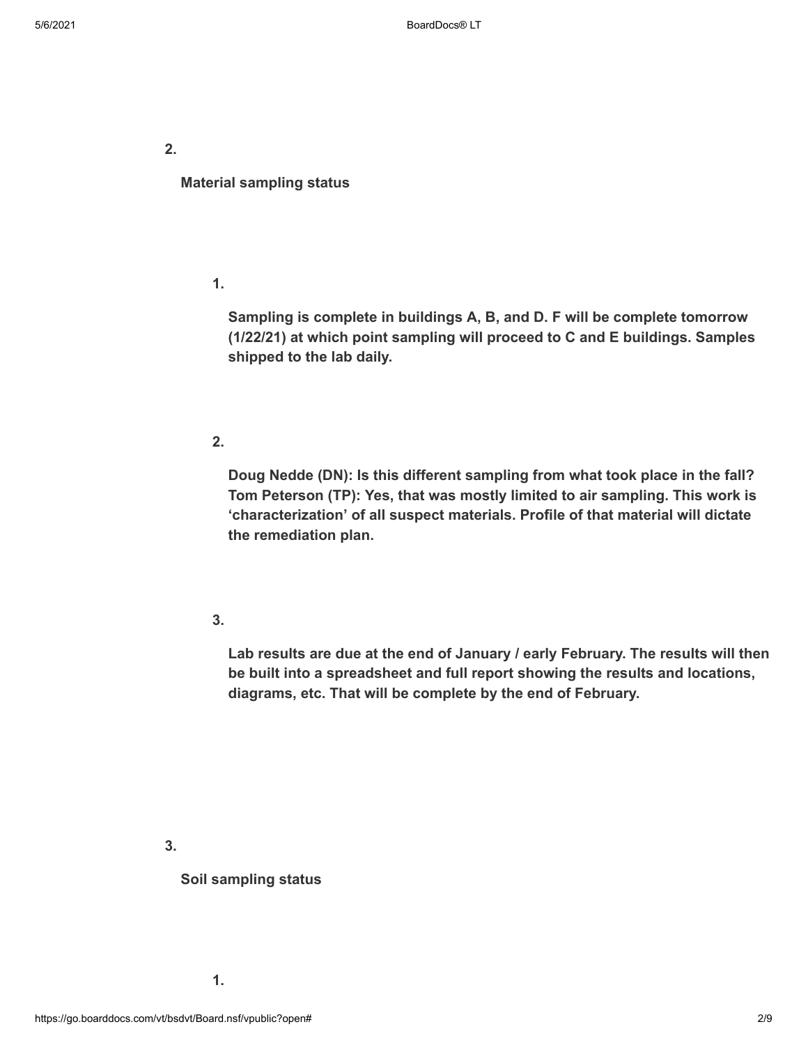2. **Material sampling status**

   1. **Sampling is complete in buildings A, B, and D. F will be complete tomorrow (1/22/21) at which point sampling will proceed to C and E buildings. Samples shipped to the lab daily.**

   2. **Doug Nedde (DN): Is this different sampling from what took place in the fall? Tom Peterson (TP): Yes, that was mostly limited to air sampling. This work is 'characterization' of all suspect materials. Profile of that material will dictate the remediation plan.**

   3. **Lab results are due at the end of January / early February. The results will then be built into a spreadsheet and full report showing the results and locations, diagrams, etc. That will be complete by the end of February.**

3. **Soil sampling status**

   1.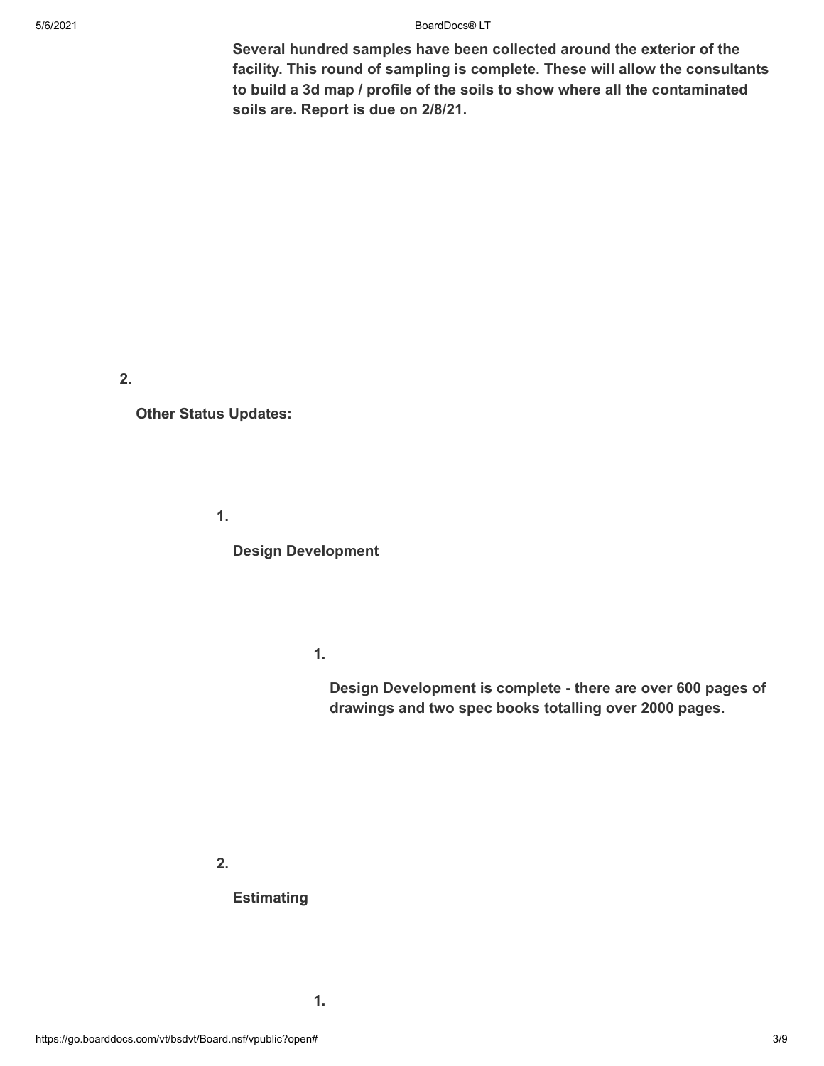**Several hundred samples have been collected around the exterior of the facility. This round of sampling is complete. These will allow the consultants to build a 3d map / profile of the soils to show where all the contaminated soils are. Report is due on 2/8/21.**

2. **Other Status Updates:**

    1. **Design Development**

        1. **Design Development is complete - there are over 600 pages of drawings and two spec books totalling over 2000 pages.**

    2. **Estimating**

        1.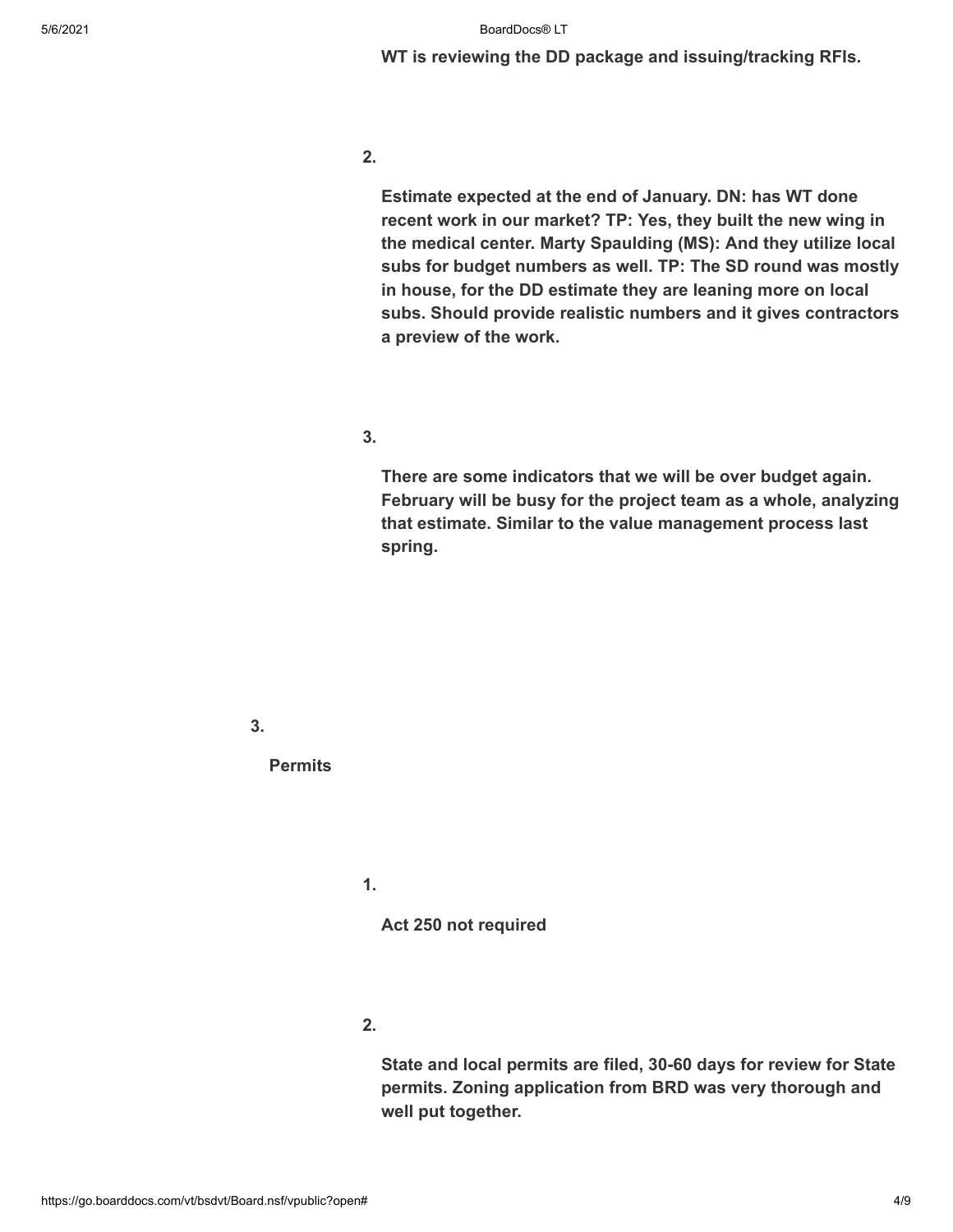**WT is reviewing the DD package and issuing/tracking RFIs.**

2.

**Estimate expected at the end of January. DN: has WT done recent work in our market? TP: Yes, they built the new wing in the medical center. Marty Spaulding (MS): And they utilize local subs for budget numbers as well. TP: The SD round was mostly in house, for the DD estimate they are leaning more on local subs. Should provide realistic numbers and it gives contractors a preview of the work.**

3.

**There are some indicators that we will be over budget again. February will be busy for the project team as a whole, analyzing that estimate. Similar to the value management process last spring.**

3.

**Permits**

1.

**Act 250 not required**

2.

**State and local permits are filed, 30-60 days for review for State permits. Zoning application from BRD was very thorough and well put together.**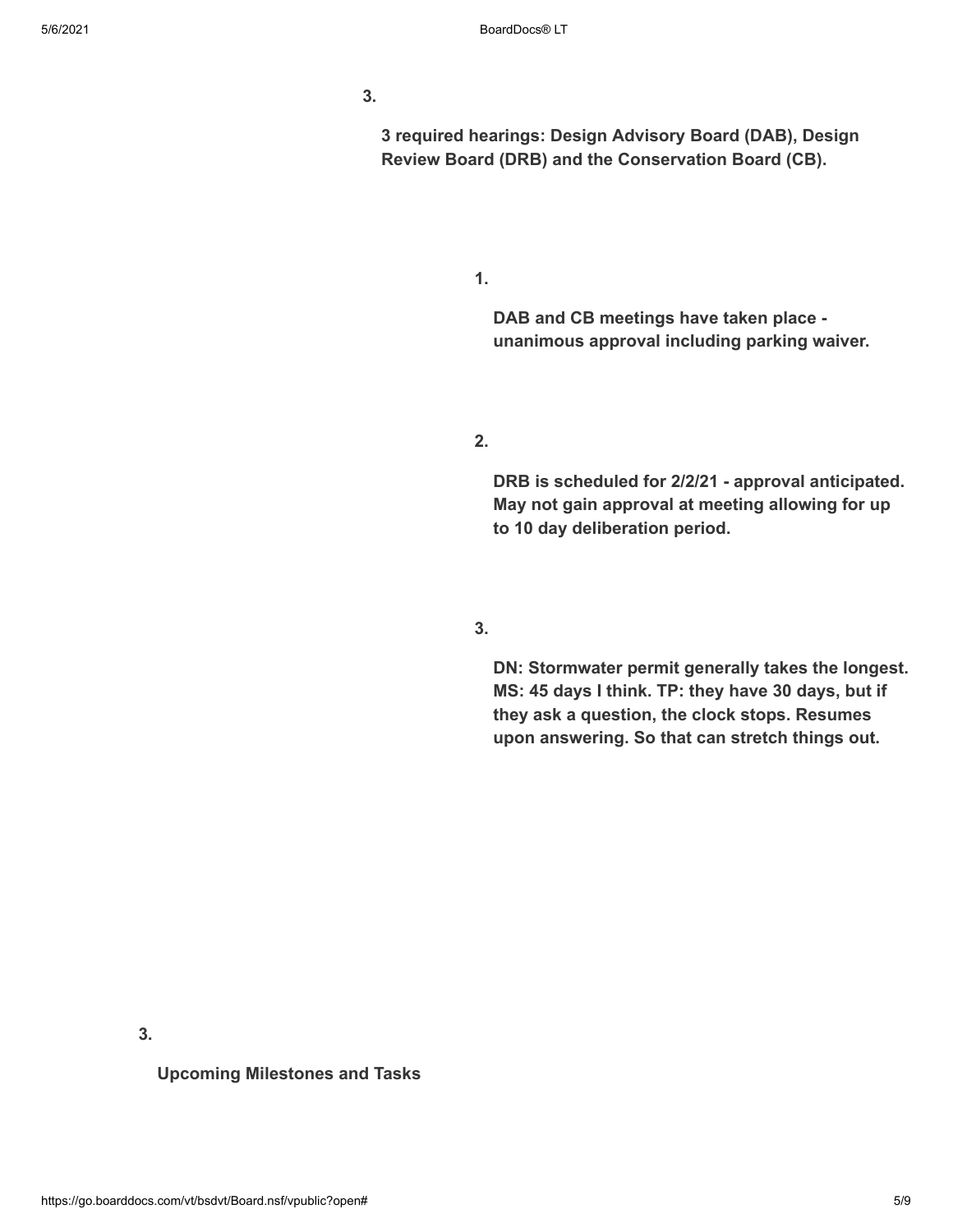3. **3 required hearings: Design Advisory Board (DAB), Design Review Board (DRB) and the Conservation Board (CB).**

    1. **DAB and CB meetings have taken place - unanimous approval including parking waiver.**

    2. **DRB is scheduled for 2/2/21 - approval anticipated. May not gain approval at meeting allowing for up to 10 day deliberation period.**

    3. **DN: Stormwater permit generally takes the longest. MS: 45 days I think. TP: they have 30 days, but if they ask a question, the clock stops. Resumes upon answering. So that can stretch things out.**

3. **Upcoming Milestones and Tasks**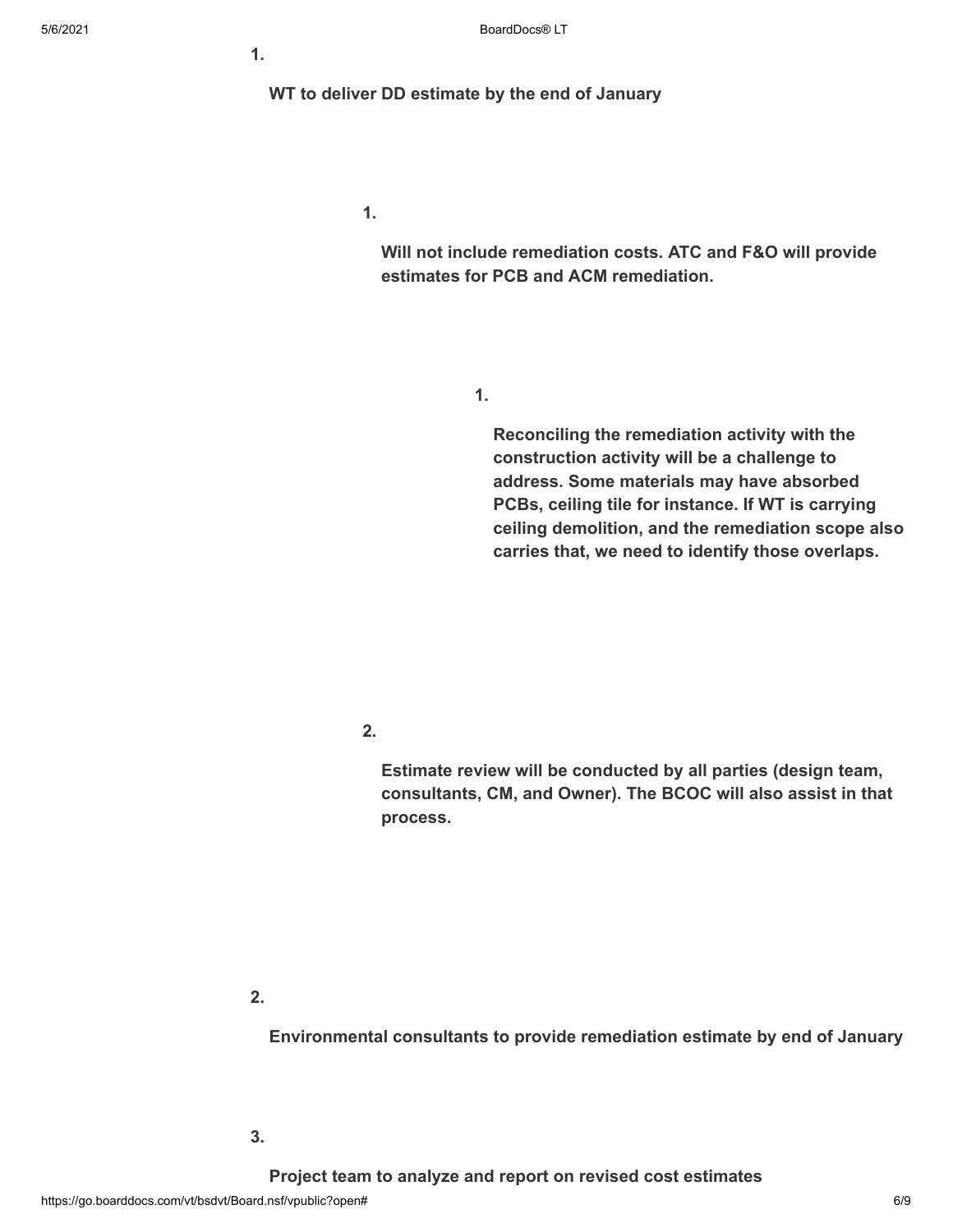1. **WT to deliver DD estimate by the end of January**

    1. **Will not include remediation costs. ATC and F&O will provide estimates for PCB and ACM remediation.**

        1. **Reconciling the remediation activity with the construction activity will be a challenge to address. Some materials may have absorbed PCBs, ceiling tile for instance. If WT is carrying ceiling demolition, and the remediation scope also carries that, we need to identify those overlaps.**

    2. **Estimate review will be conducted by all parties (design team, consultants, CM, and Owner). The BCOC will also assist in that process.**

2. **Environmental consultants to provide remediation estimate by end of January**

3. **Project team to analyze and report on revised cost estimates**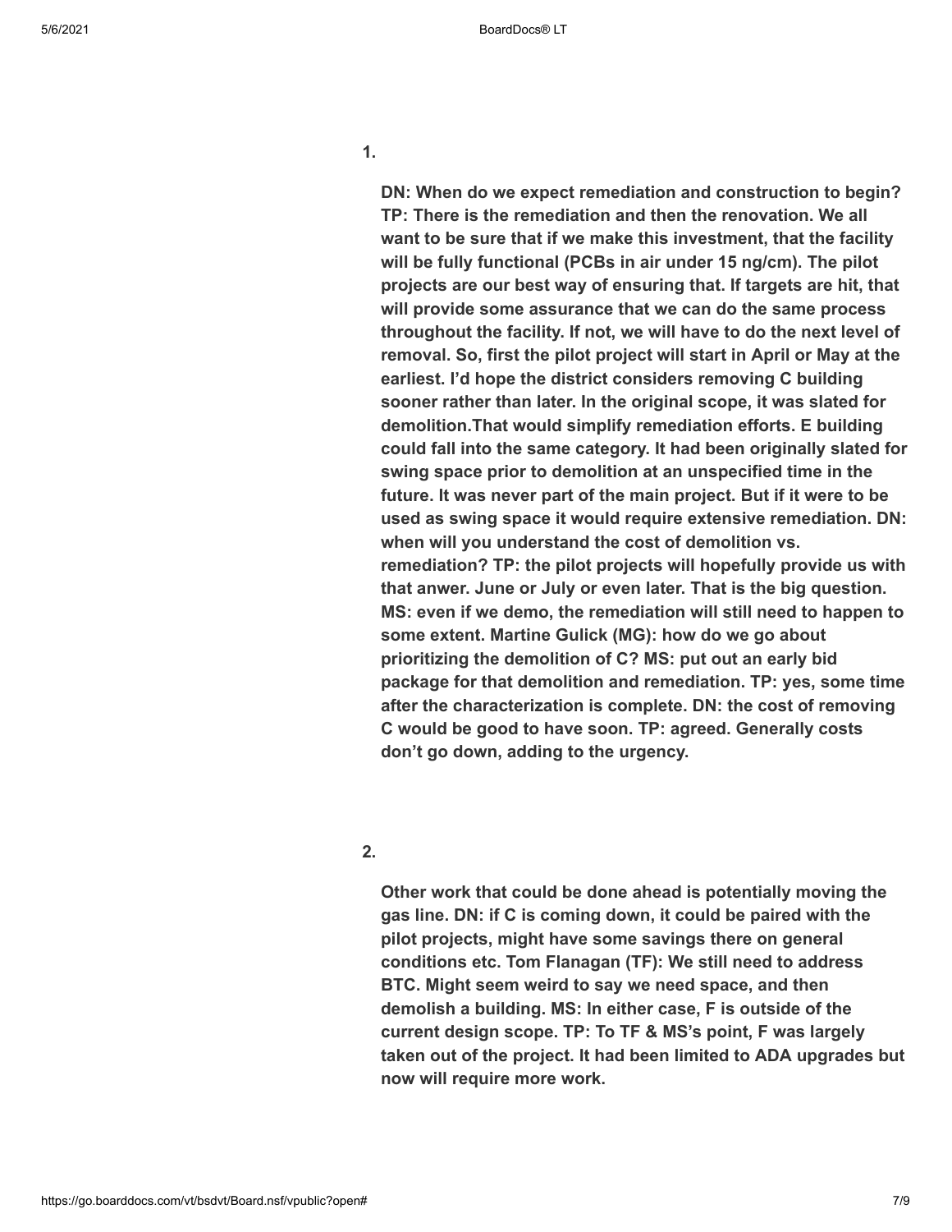1.

**DN: When do we expect remediation and construction to begin? TP: There is the remediation and then the renovation. We all want to be sure that if we make this investment, that the facility will be fully functional (PCBs in air under 15 ng/cm). The pilot projects are our best way of ensuring that. If targets are hit, that will provide some assurance that we can do the same process throughout the facility. If not, we will have to do the next level of removal. So, first the pilot project will start in April or May at the earliest. I'd hope the district considers removing C building sooner rather than later. In the original scope, it was slated for demolition.That would simplify remediation efforts. E building could fall into the same category. It had been originally slated for swing space prior to demolition at an unspecified time in the future. It was never part of the main project. But if it were to be used as swing space it would require extensive remediation. DN: when will you understand the cost of demolition vs. remediation? TP: the pilot projects will hopefully provide us with that anwer. June or July or even later. That is the big question. MS: even if we demo, the remediation will still need to happen to some extent. Martine Gulick (MG): how do we go about prioritizing the demolition of C? MS: put out an early bid package for that demolition and remediation. TP: yes, some time after the characterization is complete. DN: the cost of removing C would be good to have soon. TP: agreed. Generally costs don't go down, adding to the urgency.**

2.

**Other work that could be done ahead is potentially moving the gas line. DN: if C is coming down, it could be paired with the pilot projects, might have some savings there on general conditions etc. Tom Flanagan (TF): We still need to address BTC. Might seem weird to say we need space, and then demolish a building. MS: In either case, F is outside of the current design scope. TP: To TF & MS's point, F was largely taken out of the project. It had been limited to ADA upgrades but now will require more work.**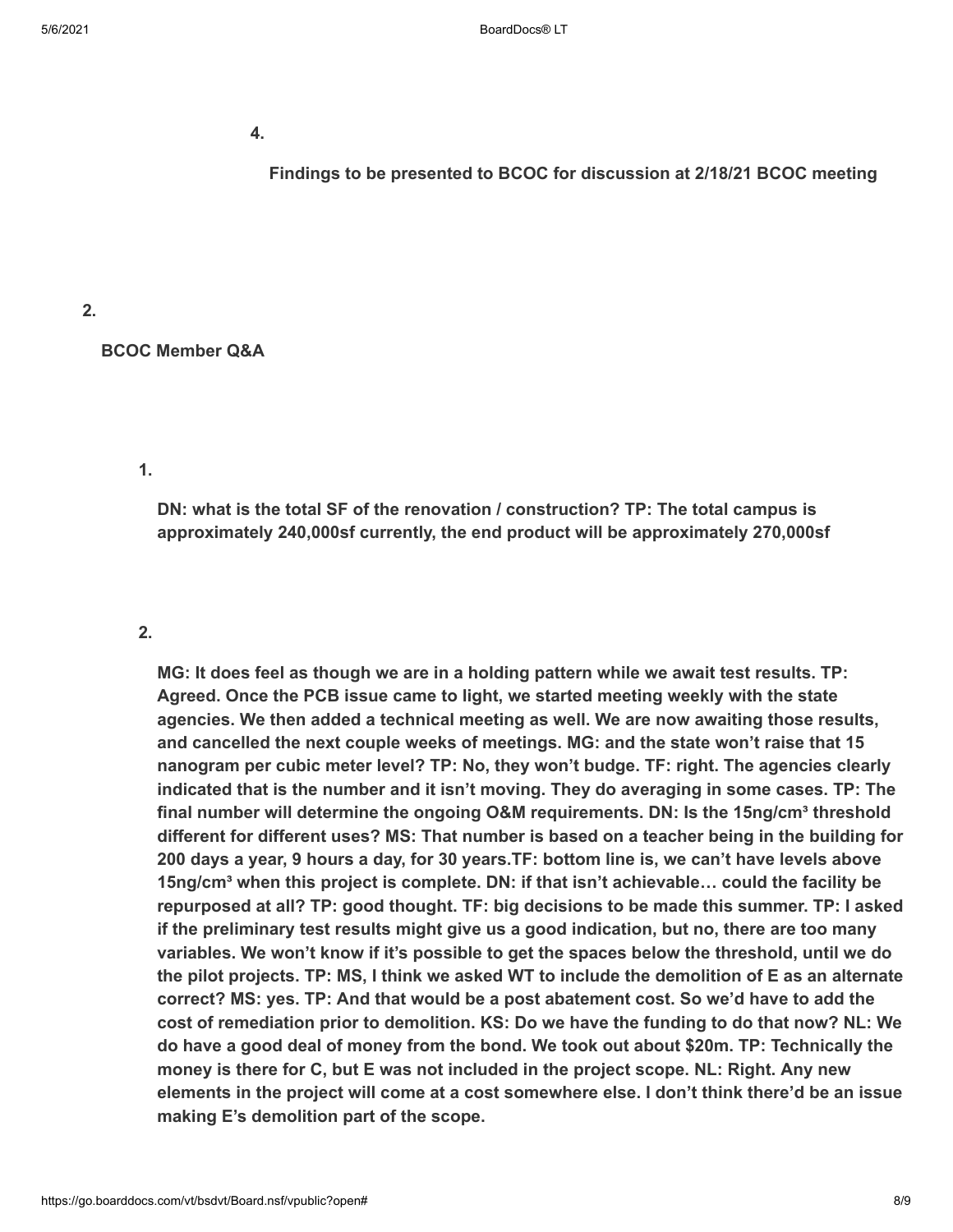4. **Findings to be presented to BCOC for discussion at 2/18/21 BCOC meeting**

2. **BCOC Member Q&A**

   1. **DN: what is the total SF of the renovation / construction? TP: The total campus is approximately 240,000sf currently, the end product will be approximately 270,000sf**

   2. **MG: It does feel as though we are in a holding pattern while we await test results. TP: Agreed. Once the PCB issue came to light, we started meeting weekly with the state agencies. We then added a technical meeting as well. We are now awaiting those results, and cancelled the next couple weeks of meetings. MG: and the state won't raise that 15 nanogram per cubic meter level? TP: No, they won't budge. TF: right. The agencies clearly indicated that is the number and it isn't moving. They do averaging in some cases. TP: The final number will determine the ongoing O&M requirements. DN: Is the 15ng/cm³ threshold different for different uses? MS: That number is based on a teacher being in the building for 200 days a year, 9 hours a day, for 30 years.TF: bottom line is, we can't have levels above 15ng/cm³ when this project is complete. DN: if that isn't achievable… could the facility be repurposed at all? TP: good thought. TF: big decisions to be made this summer. TP: I asked if the preliminary test results might give us a good indication, but no, there are too many variables. We won't know if it's possible to get the spaces below the threshold, until we do the pilot projects. TP: MS, I think we asked WT to include the demolition of E as an alternate correct? MS: yes. TP: And that would be a post abatement cost. So we'd have to add the cost of remediation prior to demolition. KS: Do we have the funding to do that now? NL: We do have a good deal of money from the bond. We took out about $20m. TP: Technically the money is there for C, but E was not included in the project scope. NL: Right. Any new elements in the project will come at a cost somewhere else. I don't think there'd be an issue making E's demolition part of the scope.**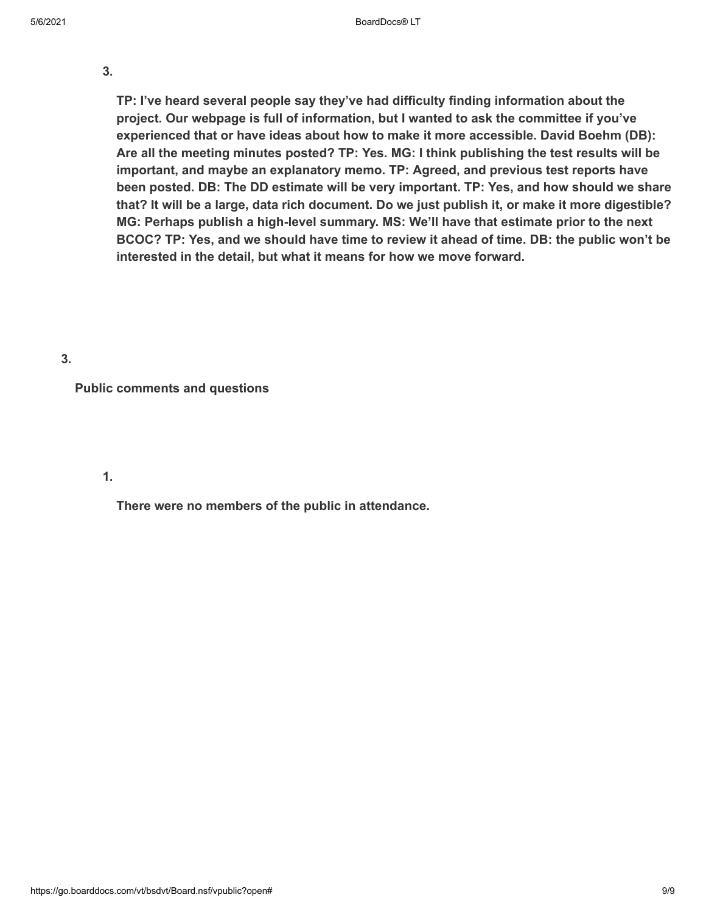3.

**TP: I've heard several people say they've had difficulty finding information about the project. Our webpage is full of information, but I wanted to ask the committee if you've experienced that or have ideas about how to make it more accessible. David Boehm (DB): Are all the meeting minutes posted? TP: Yes. MG: I think publishing the test results will be important, and maybe an explanatory memo. TP: Agreed, and previous test reports have been posted. DB: The DD estimate will be very important. TP: Yes, and how should we share that? It will be a large, data rich document. Do we just publish it, or make it more digestible? MG: Perhaps publish a high-level summary. MS: We'll have that estimate prior to the next BCOC? TP: Yes, and we should have time to review it ahead of time. DB: the public won't be interested in the detail, but what it means for how we move forward.**

3.

**Public comments and questions**

1.

**There were no members of the public in attendance.**